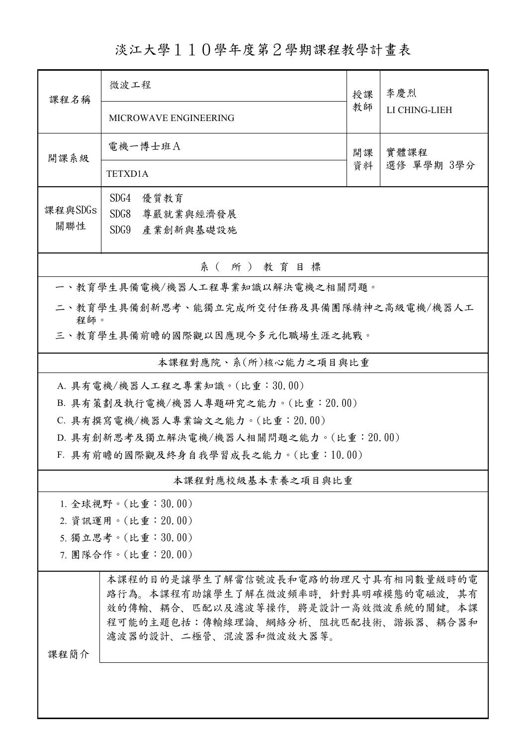# 淡江大學１１０學年度第２學期課程教學計畫表

| 課程名稱 | 微波工程 | 授課教師 | 李慶烈 |
|---|---|---|---|
| | MICROWAVE ENGINEERING | | LI CHING-LIEH |
| 開課系級 | 電機一博士班Ａ | 開課資料 | 實體課程<br>選修 單學期 3學分 |
| | TETXD1A | | |
| 課程與SDGs關聯性 | SDG4 優質教育<br>SDG8 尊嚴就業與經濟發展<br>SDG9 產業創新與基礎設施 | | |

## 系（所）教育目標

一、教育學生具備電機/機器人工程專業知識以解決電機之相關問題。

二、教育學生具備創新思考、能獨立完成所交付任務及具備團隊精神之高級電機/機器人工程師。

三、教育學生具備前瞻的國際觀以因應現今多元化職場生涯之挑戰。

## 本課程對應院、系(所)核心能力之項目與比重

A. 具有電機/機器人工程之專業知識。(比重：30.00)

B. 具有策劃及執行電機/機器人專題研究之能力。(比重：20.00)

C. 具有撰寫電機/機器人專業論文之能力。(比重：20.00)

D. 具有創新思考及獨立解決電機/機器人相關問題之能力。(比重：20.00)

F. 具有前瞻的國際觀及終身自我學習成長之能力。(比重：10.00)

## 本課程對應校級基本素養之項目與比重

1. 全球視野。(比重：30.00)
2. 資訊運用。(比重：20.00)
5. 獨立思考。(比重：30.00)
7. 團隊合作。(比重：20.00)

## 課程簡介

本課程的目的是讓學生了解當信號波長和電路的物理尺寸具有相同數量級時的電路行為。本課程有助讓學生了解在微波頻率時，針對具明確模態的電磁波，其有效的傳輸、耦合、匹配以及濾波等操作，將是設計一高效微波系統的關鍵。本課程可能的主題包括：傳輸線理論、網絡分析、阻抗匹配技術、諧振器、耦合器和濾波器的設計、二極管、混波器和微波放大器等。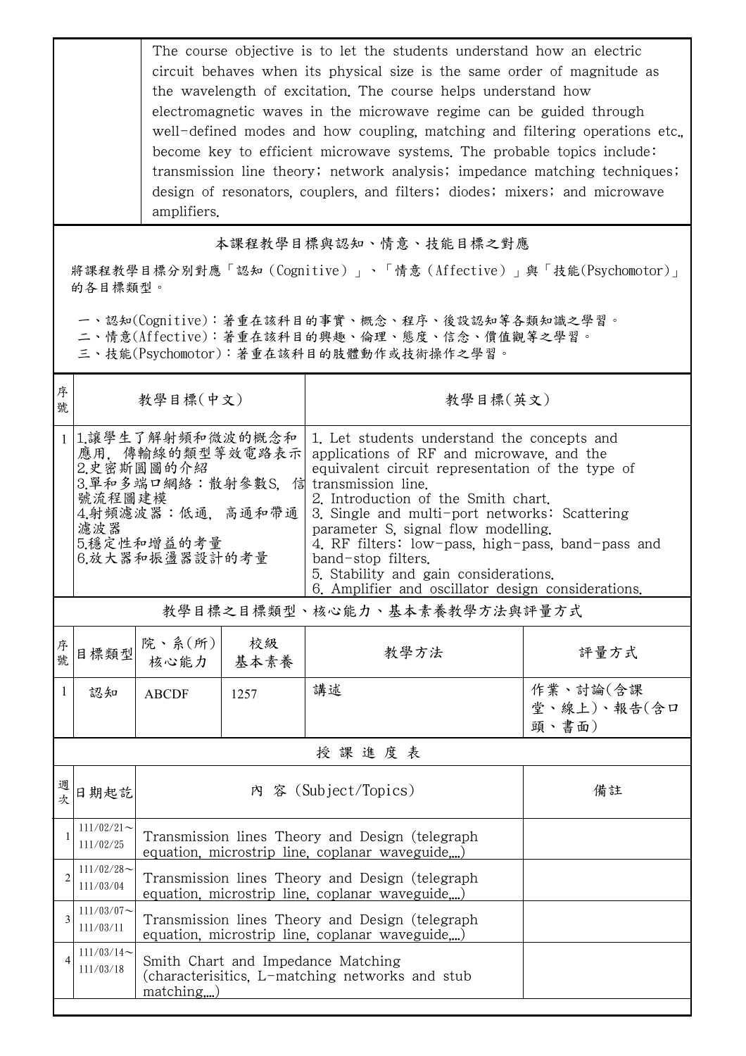| | The course objective is to let the students understand how an electric circuit behaves when its physical size is the same order of magnitude as the wavelength of excitation. The course helps understand how electromagnetic waves in the microwave regime can be guided through well-defined modes and how coupling, matching and filtering operations etc., become key to efficient microwave systems. The probable topics include: transmission line theory; network analysis; impedance matching techniques; design of resonators, couplers, and filters; diodes; mixers; and microwave amplifiers. |
|---|---|

## 本課程教學目標與認知、情意、技能目標之對應

將課程教學目標分別對應「認知（Cognitive）」、「情意（Affective）」與「技能(Psychomotor)」的各目標類型。

一、認知(Cognitive)：著重在該科目的事實、概念、程序、後設認知等各類知識之學習。
二、情意(Affective)：著重在該科目的興趣、倫理、態度、信念、價值觀等之學習。
三、技能(Psychomotor)：著重在該科目的肢體動作或技術操作之學習。

| 序號 | 教學目標(中文) | 教學目標(英文) |
|---|---|---|
| 1 | 1.讓學生了解射頻和微波的概念和應用，傳輸線的類型等效電路表示<br>2.史密斯圓圖的介紹<br>3.單和多端口網絡：散射參數S，信號流程圖建模<br>4.射頻濾波器：低通，高通和帶通濾波器<br>5.穩定性和增益的考量<br>6.放大器和振盪器設計的考量 | 1. Let students understand the concepts and applications of RF and microwave, and the equivalent circuit representation of the type of transmission line.<br>2. Introduction of the Smith chart.<br>3. Single and multi-port networks: Scattering parameter S, signal flow modelling.<br>4. RF filters: low-pass, high-pass, band-pass and band-stop filters.<br>5. Stability and gain considerations.<br>6. Amplifier and oscillator design considerations. |

## 教學目標之目標類型、核心能力、基本素養教學方法與評量方式

| 序號 | 目標類型 | 院、系(所)核心能力 | 校級基本素養 | 教學方法 | 評量方式 |
|---|---|---|---|---|---|
| 1 | 認知 | ABCDF | 1257 | 講述 | 作業、討論(含課堂、線上)、報告(含口頭、書面) |

## 授 課 進 度 表

| 週次 | 日期起訖 | 內 容 (Subject/Topics) | 備註 |
|---|---|---|---|
| 1 | 111/02/21～111/02/25 | Transmission lines Theory and Design (telegraph equation, microstrip line, coplanar waveguide,...) | |
| 2 | 111/02/28～111/03/04 | Transmission lines Theory and Design (telegraph equation, microstrip line, coplanar waveguide,...) | |
| 3 | 111/03/07～111/03/11 | Transmission lines Theory and Design (telegraph equation, microstrip line, coplanar waveguide,...) | |
| 4 | 111/03/14～111/03/18 | Smith Chart and Impedance Matching (characterisitics, L-matching networks and stub matching,...) | |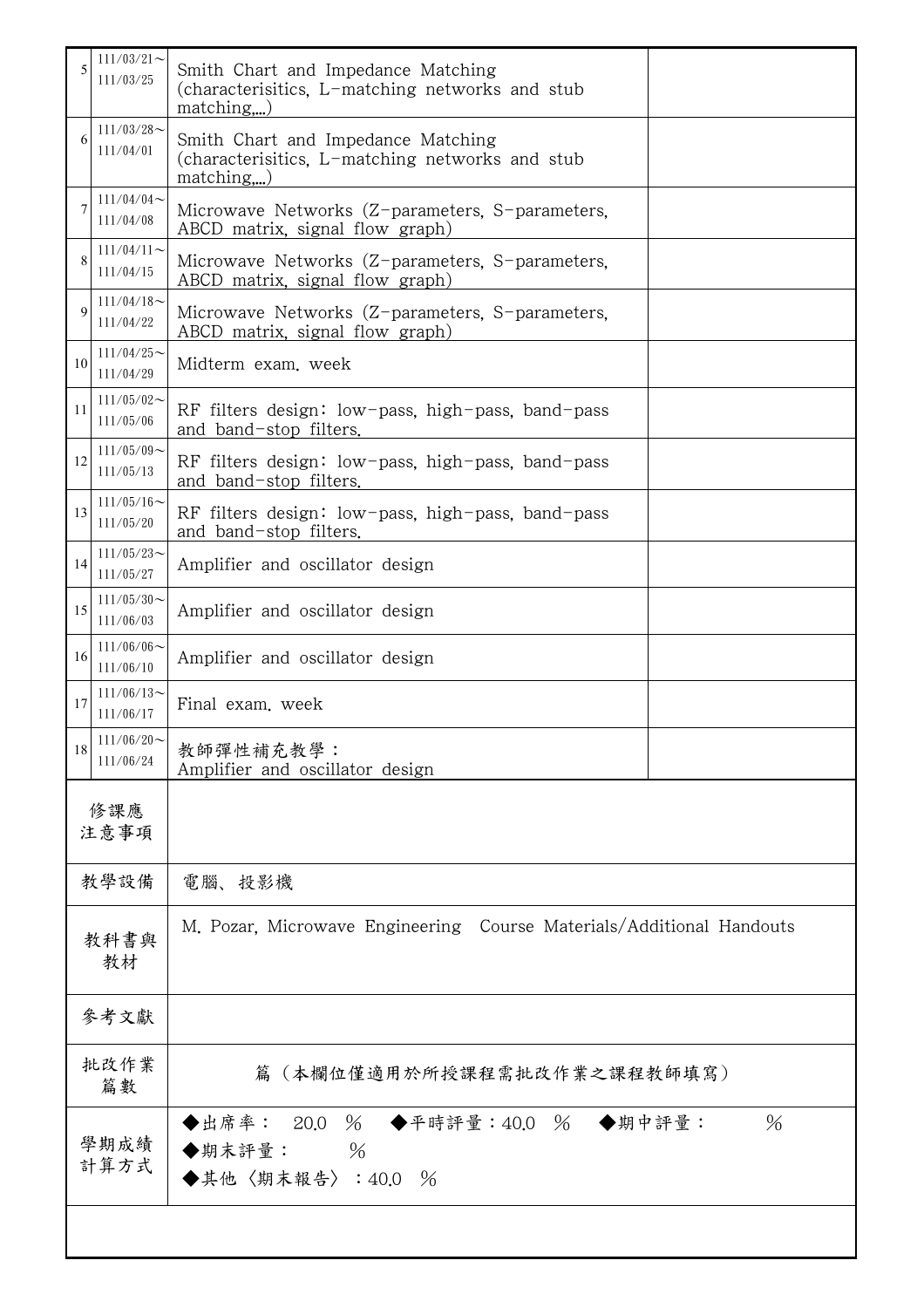| | | | |
|---|---|---|---|
| 5 | 111/03/21～111/03/25 | Smith Chart and Impedance Matching (characterisitics, L-matching networks and stub matching,...) | |
| 6 | 111/03/28～111/04/01 | Smith Chart and Impedance Matching (characterisitics, L-matching networks and stub matching,...) | |
| 7 | 111/04/04～111/04/08 | Microwave Networks (Z-parameters, S-parameters, ABCD matrix, signal flow graph) | |
| 8 | 111/04/11～111/04/15 | Microwave Networks (Z-parameters, S-parameters, ABCD matrix, signal flow graph) | |
| 9 | 111/04/18～111/04/22 | Microwave Networks (Z-parameters, S-parameters, ABCD matrix, signal flow graph) | |
| 10 | 111/04/25～111/04/29 | Midterm exam. week | |
| 11 | 111/05/02～111/05/06 | RF filters design: low-pass, high-pass, band-pass and band-stop filters. | |
| 12 | 111/05/09～111/05/13 | RF filters design: low-pass, high-pass, band-pass and band-stop filters. | |
| 13 | 111/05/16～111/05/20 | RF filters design: low-pass, high-pass, band-pass and band-stop filters. | |
| 14 | 111/05/23～111/05/27 | Amplifier and oscillator design | |
| 15 | 111/05/30～111/06/03 | Amplifier and oscillator design | |
| 16 | 111/06/06～111/06/10 | Amplifier and oscillator design | |
| 17 | 111/06/13～111/06/17 | Final exam. week | |
| 18 | 111/06/20～111/06/24 | 教師彈性補充教學：<br>Amplifier and oscillator design | |

| | |
|---|---|
| 修課應注意事項 | |
| 教學設備 | 電腦、投影機 |
| 教科書與教材 | M. Pozar, Microwave Engineering　Course Materials/Additional Handouts |
| 參考文獻 | |
| 批改作業篇數 | 篇（本欄位僅適用於所授課程需批改作業之課程教師填寫） |
| 學期成績計算方式 | ◆出席率： 20.0 ％　◆平時評量：40.0 ％　◆期中評量：　　％<br>◆期末評量：　　％<br>◆其他〈期末報告〉：40.0 ％ |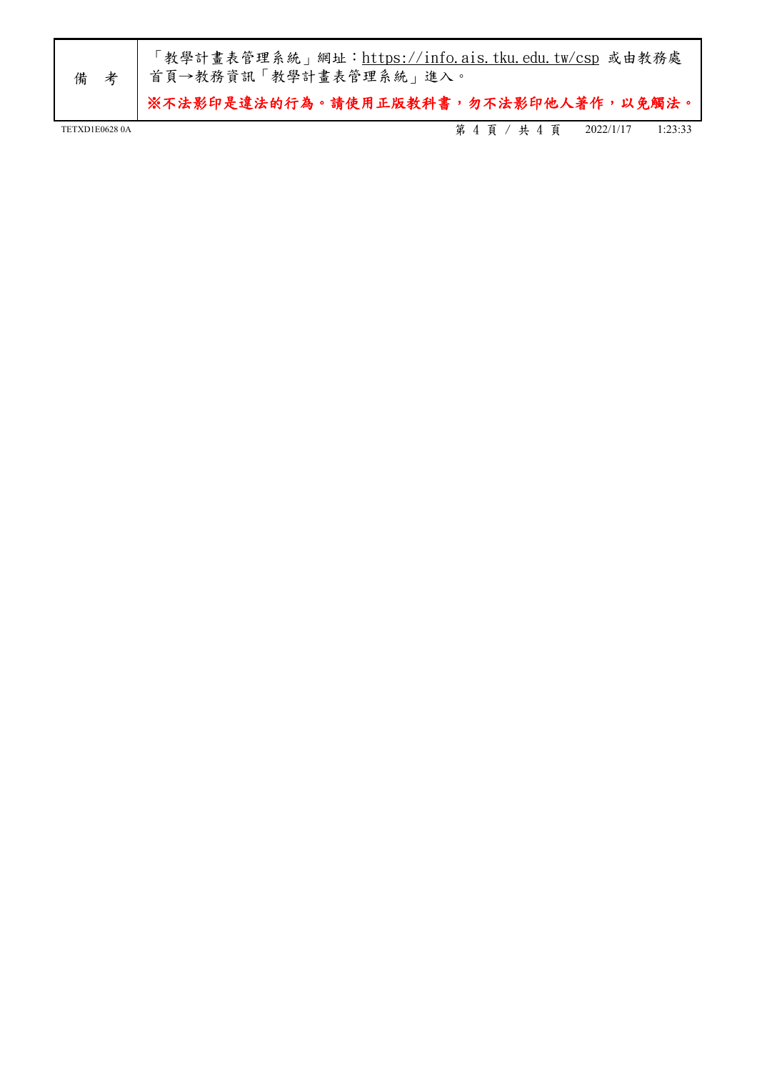| | |
|---|---|
| 備　考 | 「教學計畫表管理系統」網址：https://info.ais.tku.edu.tw/csp 或由教務處首頁→教務資訊「教學計畫表管理系統」進入。<br>**※不法影印是違法的行為。請使用正版教科書，勿不法影印他人著作，以免觸法。** |

TETXD1E0628 0A　　2022/1/17　1:23:33